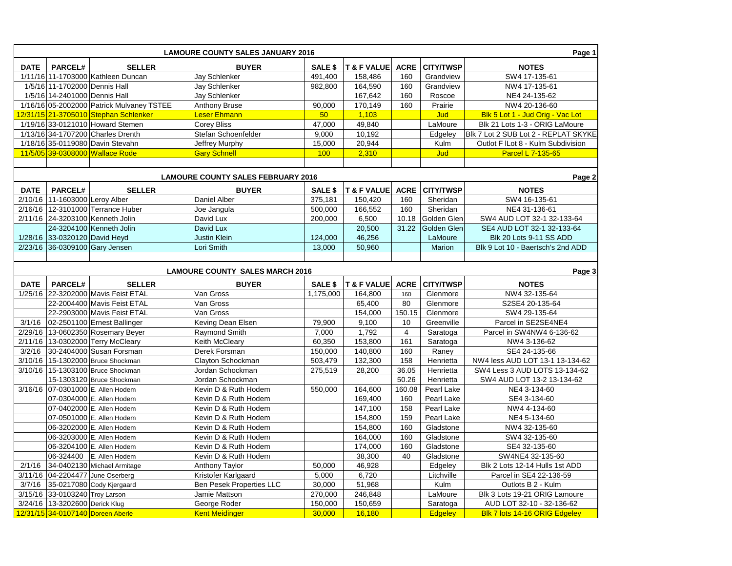## LAMOURE COUNTY SALES JANUARY 2016

| DATE | PARCEL# | SELLER | BUYER | SALE $ | T & F VALUE | ACRE | CITY/TWSP | NOTES |
|---|---|---|---|---|---|---|---|---|
| 1/11/16 | 11-1703000 | Kathleen Duncan | Jay Schlenker | 491,400 | 158,486 | 160 | Grandview | SW4 17-135-61 |
| 1/5/16 | 11-1702000 | Dennis Hall | Jay Schlenker | 982,800 | 164,590 | 160 | Grandview | NW4 17-135-61 |
| 1/5/16 | 14-2401000 | Dennis Hall | Jay Schlenker | | 167,642 | 160 | Roscoe | NE4 24-135-62 |
| 1/16/16 | 05-2002000 | Patrick Mulvaney TSTEE | Anthony Bruse | 90,000 | 170,149 | 160 | Prairie | NW4 20-136-60 |
| 12/31/15 | 21-3705010 | Stephan Schlenker | Leser Ehmann | 50 | 1,103 | | Jud | Blk 5 Lot 1 - Jud Orig - Vac Lot |
| 1/19/16 | 33-0121010 | Howard Stemen | Corey Bliss | 47,000 | 49,840 | | LaMoure | Blk 21 Lots 1-3 - ORIG LaMoure |
| 1/13/16 | 34-1707200 | Charles Drenth | Stefan Schoenfelder | 9,000 | 10,192 | | Edgeley | Blk 7 Lot 2 SUB Lot 2 - REPLAT SKYKE |
| 1/18/16 | 35-0119080 | Davin Stevahn | Jeffrey Murphy | 15,000 | 20,944 | | Kulm | Outlot F ILot 8 - Kulm Subdivision |
| 11/5/05 | 39-0308000 | Wallace Rode | Gary Schnell | 100 | 2,310 | | Jud | Parcel L 7-135-65 |

## LAMOURE COUNTY SALES FEBRUARY 2016

| DATE | PARCEL# | SELLER | BUYER | SALE $ | T & F VALUE | ACRE | CITY/TWSP | NOTES |
|---|---|---|---|---|---|---|---|---|
| 2/10/16 | 11-1603000 | Leroy Alber | Daniel Alber | 375,181 | 150,420 | 160 | Sheridan | SW4 16-135-61 |
| 2/16/16 | 12-3101000 | Terrance Huber | Joe Jangula | 500,000 | 166,552 | 160 | Sheridan | NE4 31-136-61 |
| 2/11/16 | 24-3203100 | Kenneth Jolin | David Lux | 200,000 | 6,500 | 10.18 | Golden Glen | SW4 AUD LOT 32-1 32-133-64 |
| | 24-3204100 | Kenneth Jolin | David Lux | | 20,500 | 31.22 | Golden Glen | SE4 AUD LOT 32-1 32-133-64 |
| 1/28/16 | 33-0320120 | David Heyd | Justin Klein | 124,000 | 46,256 | | LaMoure | Blk 20 Lots 9-11 SS ADD |
| 2/23/16 | 36-0309100 | Gary Jensen | Lori Smith | 13,000 | 50,960 | | Marion | Blk 9 Lot 10 - Baertsch's 2nd ADD |

## LAMOURE COUNTY SALES MARCH 2016

| DATE | PARCEL# | SELLER | BUYER | SALE $ | T & F VALUE | ACRE | CITY/TWSP | NOTES |
|---|---|---|---|---|---|---|---|---|
| 1/25/16 | 22-3202000 | Mavis Feist ETAL | Van Gross | 1,175,000 | 164,800 | 160 | Glenmore | NW4 32-135-64 |
| | 22-2004400 | Mavis Feist ETAL | Van Gross | | 65,400 | 80 | Glenmore | S2SE4 20-135-64 |
| | 22-2903000 | Mavis Feist ETAL | Van Gross | | 154,000 | 150.15 | Glenmore | SW4 29-135-64 |
| 3/1/16 | 02-2501100 | Ernest Ballinger | Keving Dean Elsen | 79,900 | 9,100 | 10 | Greenville | Parcel in SE2SE4NE4 |
| 2/29/16 | 13-0602350 | Rosemary Beyer | Raymond Smith | 7,000 | 1,792 | 4 | Saratoga | Parcel in SW4NW4 6-136-62 |
| 2/11/16 | 13-0302000 | Terry McCleary | Keith McCleary | 60,350 | 153,800 | 161 | Saratoga | NW4 3-136-62 |
| 3/2/16 | 30-2404000 | Susan Forsman | Derek Forsman | 150,000 | 140,800 | 160 | Raney | SE4 24-135-66 |
| 3/10/16 | 15-1302000 | Bruce Shockman | Clayton Schockman | 503,479 | 132,300 | 158 | Henrietta | NW4 less AUD LOT 13-1 13-134-62 |
| 3/10/16 | 15-1303100 | Bruce Shockman | Jordan Schockman | 275,519 | 28,200 | 36.05 | Henrietta | SW4 Less 3 AUD LOTS 13-134-62 |
| | 15-1303120 | Bruce Shockman | Jordan Schockman | | | 50.26 | Henrietta | SW4 AUD LOT 13-2 13-134-62 |
| 3/16/16 | 07-0301000 | E. Allen Hodem | Kevin D & Ruth Hodem | 550,000 | 164,600 | 160.08 | Pearl Lake | NE4 3-134-60 |
| | 07-0304000 | E. Allen Hodem | Kevin D & Ruth Hodem | | 169,400 | 160 | Pearl Lake | SE4 3-134-60 |
| | 07-0402000 | E. Allen Hodem | Kevin D & Ruth Hodem | | 147,100 | 158 | Pearl Lake | NW4 4-134-60 |
| | 07-0501000 | E. Allen Hodem | Kevin D & Ruth Hodem | | 154,800 | 159 | Pearl Lake | NE4 5-134-60 |
| | 06-3202000 | E. Allen Hodem | Kevin D & Ruth Hodem | | 154,800 | 160 | Gladstone | NW4 32-135-60 |
| | 06-3203000 | E. Allen Hodem | Kevin D & Ruth Hodem | | 164,000 | 160 | Gladstone | SW4 32-135-60 |
| | 06-3204100 | E. Allen Hodem | Kevin D & Ruth Hodem | | 174,000 | 160 | Gladstone | SE4 32-135-60 |
| | 06-324400 | E. Allen Hodem | Kevin D & Ruth Hodem | | 38,300 | 40 | Gladstone | SW4NE4 32-135-60 |
| 2/1/16 | 34-0402130 | Michael Armitage | Anthony Taylor | 50,000 | 46,928 | | Edgeley | Blk 2 Lots 12-14 Hulls 1st ADD |
| 3/11/16 | 04-2204477 | June Oserberg | Kristofer Karlgaard | 5,000 | 6,720 | | Litchville | Parcel in SE4 22-136-59 |
| 3/7/16 | 35-0217080 | Cody Kjergaard | Ben Pesek Properties LLC | 30,000 | 51,968 | | Kulm | Outlots B 2 - Kulm |
| 3/15/16 | 33-0103240 | Troy Larson | Jamie Mattson | 270,000 | 246,848 | | LaMoure | Blk 3 Lots 19-21 ORIG Lamoure |
| 3/24/16 | 13-3202600 | Derick Klug | George Roder | 150,000 | 150,659 | | Saratoga | AUD LOT 32-10 - 32-136-62 |
| 12/31/15 | 34-0107140 | Doreen Aberle | Kent Meidinger | 30,000 | 16,180 | | Edgeley | Blk 7 lots 14-16 ORIG Edgeley |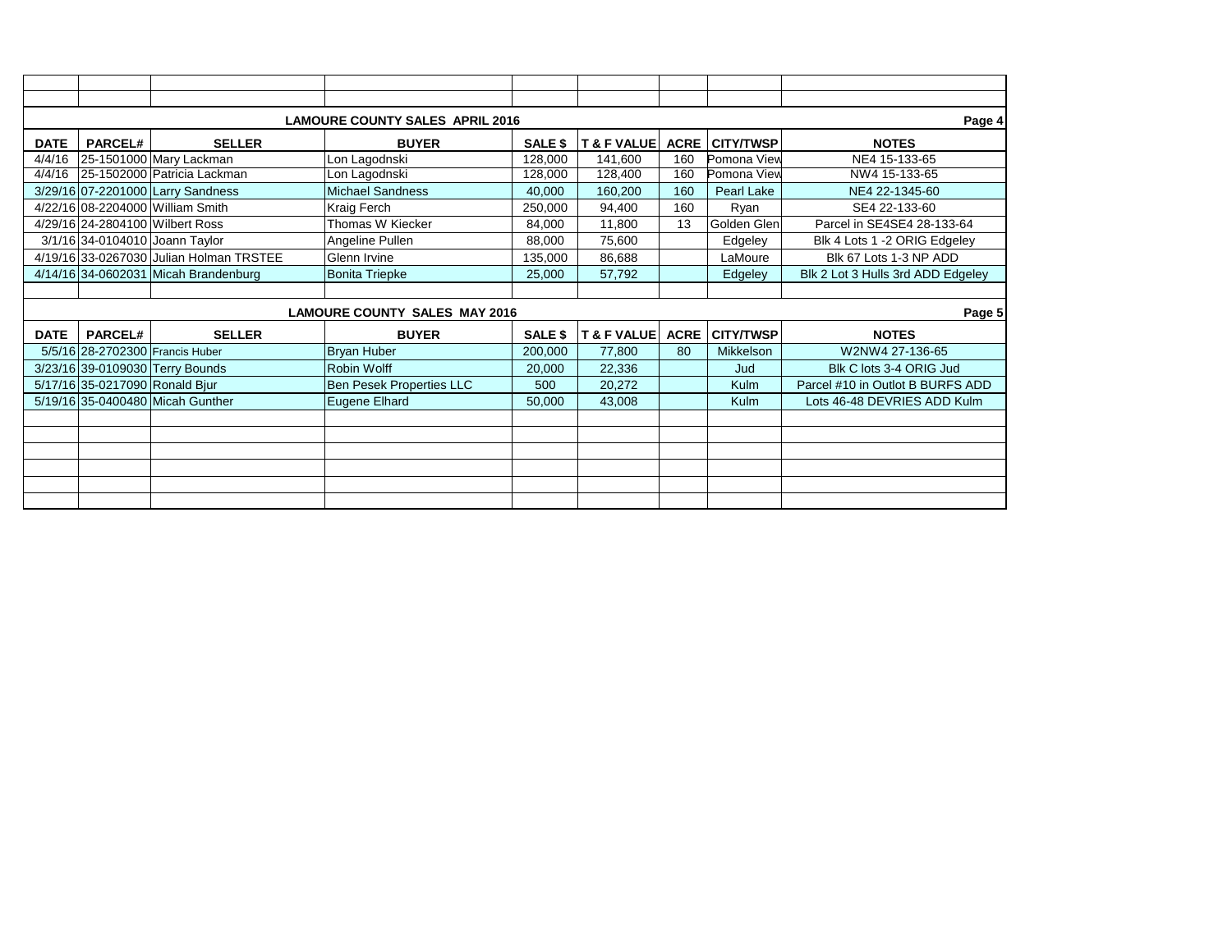## LAMOURE COUNTY SALES APRIL 2016

Page 4

| DATE | PARCEL# | SELLER | BUYER | SALE $ | T & F VALUE | ACRE | CITY/TWSP | NOTES |
|---|---|---|---|---|---|---|---|---|
| 4/4/16 | 25-1501000 | Mary Lackman | Lon Lagodnski | 128,000 | 141,600 | 160 | Pomona View | NE4 15-133-65 |
| 4/4/16 | 25-1502000 | Patricia Lackman | Lon Lagodnski | 128,000 | 128,400 | 160 | Pomona View | NW4 15-133-65 |
| 3/29/16 | 07-2201000 | Larry Sandness | Michael Sandness | 40,000 | 160,200 | 160 | Pearl Lake | NE4 22-1345-60 |
| 4/22/16 | 08-2204000 | William Smith | Kraig Ferch | 250,000 | 94,400 | 160 | Ryan | SE4 22-133-60 |
| 4/29/16 | 24-2804100 | Wilbert Ross | Thomas W Kiecker | 84,000 | 11,800 | 13 | Golden Glen | Parcel in SE4SE4 28-133-64 |
| 3/1/16 | 34-0104010 | Joann Taylor | Angeline Pullen | 88,000 | 75,600 | | Edgeley | Blk 4 Lots 1 -2 ORIG Edgeley |
| 4/19/16 | 33-0267030 | Julian Holman TRSTEE | Glenn Irvine | 135,000 | 86,688 | | LaMoure | Blk 67 Lots 1-3 NP ADD |
| 4/14/16 | 34-0602031 | Micah Brandenburg | Bonita Triepke | 25,000 | 57,792 | | Edgeley | Blk 2 Lot 3 Hulls 3rd ADD Edgeley |

## LAMOURE COUNTY SALES MAY 2016

Page 5

| DATE | PARCEL# | SELLER | BUYER | SALE $ | T & F VALUE | ACRE | CITY/TWSP | NOTES |
|---|---|---|---|---|---|---|---|---|
| 5/5/16 | 28-2702300 | Francis Huber | Bryan Huber | 200,000 | 77,800 | 80 | Mikkelson | W2NW4 27-136-65 |
| 3/23/16 | 39-0109030 | Terry Bounds | Robin Wolff | 20,000 | 22,336 | | Jud | Blk C lots 3-4 ORIG Jud |
| 5/17/16 | 35-0217090 | Ronald Bjur | Ben Pesek Properties LLC | 500 | 20,272 | | Kulm | Parcel #10 in Outlot B BURFS ADD |
| 5/19/16 | 35-0400480 | Micah Gunther | Eugene Elhard | 50,000 | 43,008 | | Kulm | Lots 46-48 DEVRIES ADD Kulm |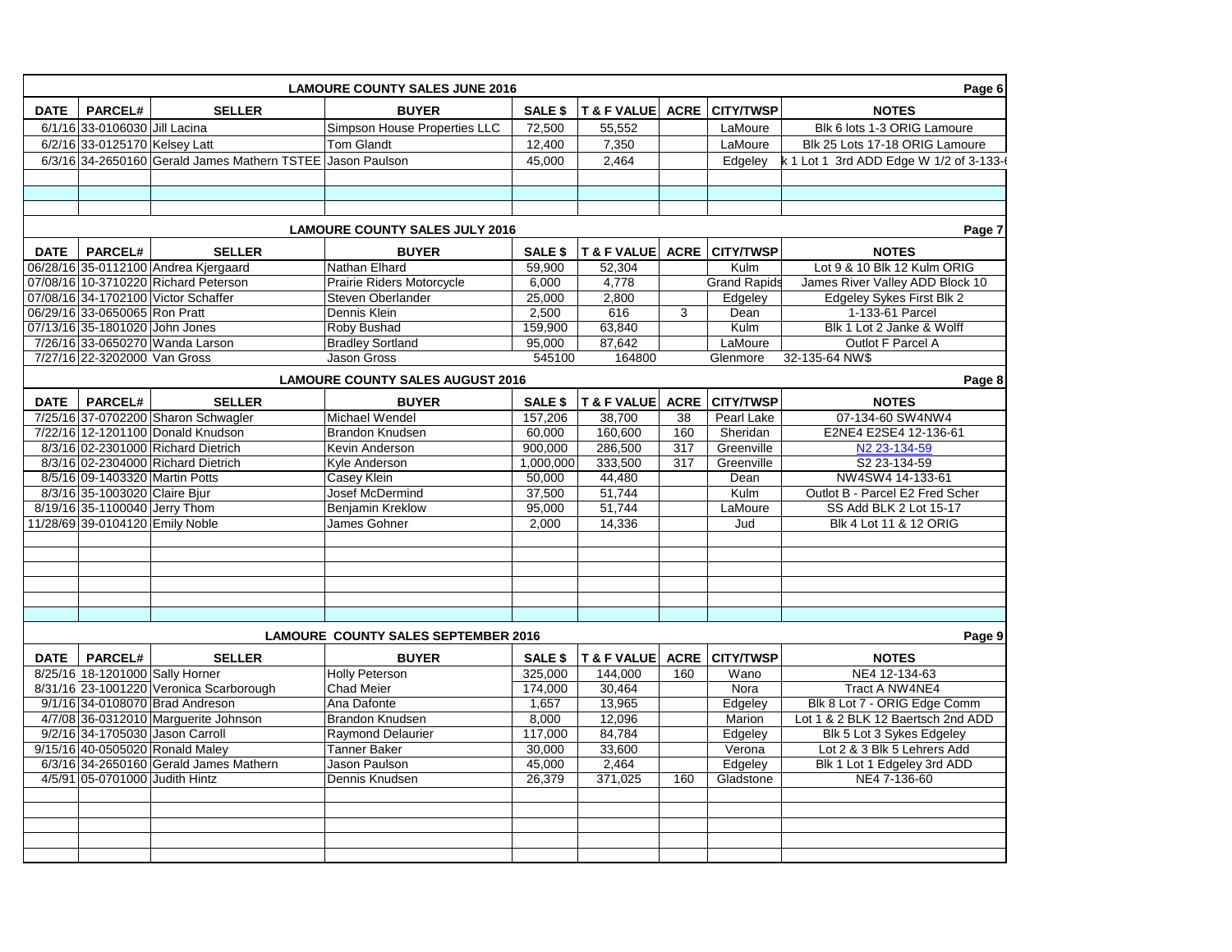## LAMOURE COUNTY SALES JUNE 2016

| DATE | PARCEL# | SELLER | BUYER | SALE $ | T & F VALUE | ACRE | CITY/TWSP | NOTES |
|---|---|---|---|---|---|---|---|---|
| 6/1/16 | 33-0106030 | Jill Lacina | Simpson House Properties LLC | 72,500 | 55,552 | | LaMoure | Blk 6 lots 1-3 ORIG Lamoure |
| 6/2/16 | 33-0125170 | Kelsey Latt | Tom Glandt | 12,400 | 7,350 | | LaMoure | Blk 25 Lots 17-18 ORIG Lamoure |
| 6/3/16 | 34-2650160 | Gerald James Mathern TSTEE | Jason Paulson | 45,000 | 2,464 | | Edgeley | k 1 Lot 1 3rd ADD Edge W 1/2 of 3-133- |

## LAMOURE COUNTY SALES JULY 2016

| DATE | PARCEL# | SELLER | BUYER | SALE $ | T & F VALUE | ACRE | CITY/TWSP | NOTES |
|---|---|---|---|---|---|---|---|---|
| 06/28/16 | 35-0112100 | Andrea Kjergaard | Nathan Elhard | 59,900 | 52,304 | | Kulm | Lot 9 & 10 Blk 12 Kulm ORIG |
| 07/08/16 | 10-3710220 | Richard Peterson | Prairie Riders Motorcycle | 6,000 | 4,778 | | Grand Rapids | James River Valley ADD Block 10 |
| 07/08/16 | 34-1702100 | Victor Schaffer | Steven Oberlander | 25,000 | 2,800 | | Edgeley | Edgeley Sykes First Blk 2 |
| 06/29/16 | 33-0650065 | Ron Pratt | Dennis Klein | 2,500 | 616 | 3 | Dean | 1-133-61 Parcel |
| 07/13/16 | 35-1801020 | John Jones | Roby Bushad | 159,900 | 63,840 | | Kulm | Blk 1 Lot 2 Janke & Wolff |
| 7/26/16 | 33-0650270 | Wanda Larson | Bradley Sortland | 95,000 | 87,642 | | LaMoure | Outlot F Parcel A |
| 7/27/16 | 22-3202000 | Van Gross | Jason Gross | 545100 | 164800 | | Glenmore | 32-135-64 NW$ |

## LAMOURE COUNTY SALES AUGUST 2016

| DATE | PARCEL# | SELLER | BUYER | SALE $ | T & F VALUE | ACRE | CITY/TWSP | NOTES |
|---|---|---|---|---|---|---|---|---|
| 7/25/16 | 37-0702200 | Sharon Schwagler | Michael Wendel | 157,206 | 38,700 | 38 | Pearl Lake | 07-134-60 SW4NW4 |
| 7/22/16 | 12-1201100 | Donald Knudson | Brandon Knudsen | 60,000 | 160,600 | 160 | Sheridan | E2NE4 E2SE4 12-136-61 |
| 8/3/16 | 02-2301000 | Richard Dietrich | Kevin Anderson | 900,000 | 286,500 | 317 | Greenville | N2 23-134-59 |
| 8/3/16 | 02-2304000 | Richard Dietrich | Kyle Anderson | 1,000,000 | 333,500 | 317 | Greenville | S2 23-134-59 |
| 8/5/16 | 09-1403320 | Martin Potts | Casey Klein | 50,000 | 44,480 | | Dean | NW4SW4 14-133-61 |
| 8/3/16 | 35-1003020 | Claire Bjur | Josef McDermind | 37,500 | 51,744 | | Kulm | Outlot B - Parcel E2 Fred Scher |
| 8/19/16 | 35-1100040 | Jerry Thom | Benjamin Kreklow | 95,000 | 51,744 | | LaMoure | SS Add BLK 2 Lot 15-17 |
| 11/28/69 | 39-0104120 | Emily Noble | James Gohner | 2,000 | 14,336 | | Jud | Blk 4 Lot 11 & 12 ORIG |

## LAMOURE COUNTY SALES SEPTEMBER 2016

| DATE | PARCEL# | SELLER | BUYER | SALE $ | T & F VALUE | ACRE | CITY/TWSP | NOTES |
|---|---|---|---|---|---|---|---|---|
| 8/25/16 | 18-1201000 | Sally Horner | Holly Peterson | 325,000 | 144,000 | 160 | Wano | NE4 12-134-63 |
| 8/31/16 | 23-1001220 | Veronica Scarborough | Chad Meier | 174,000 | 30,464 | | Nora | Tract A NW4NE4 |
| 9/1/16 | 34-0108070 | Brad Andreson | Ana Dafonte | 1,657 | 13,965 | | Edgeley | Blk 8 Lot 7 - ORIG Edge Comm |
| 4/7/08 | 36-0312010 | Marguerite Johnson | Brandon Knudsen | 8,000 | 12,096 | | Marion | Lot 1 & 2 BLK 12 Baertsch 2nd ADD |
| 9/2/16 | 34-1705030 | Jason Carroll | Raymond Delaurier | 117,000 | 84,784 | | Edgeley | Blk 5 Lot 3 Sykes Edgeley |
| 9/15/16 | 40-0505020 | Ronald Maley | Tanner Baker | 30,000 | 33,600 | | Verona | Lot 2 & 3 Blk 5 Lehrers Add |
| 6/3/16 | 34-2650160 | Gerald James Mathern | Jason Paulson | 45,000 | 2,464 | | Edgeley | Blk 1 Lot 1 Edgeley 3rd ADD |
| 4/5/91 | 05-0701000 | Judith Hintz | Dennis Knudsen | 26,379 | 371,025 | 160 | Gladstone | NE4 7-136-60 |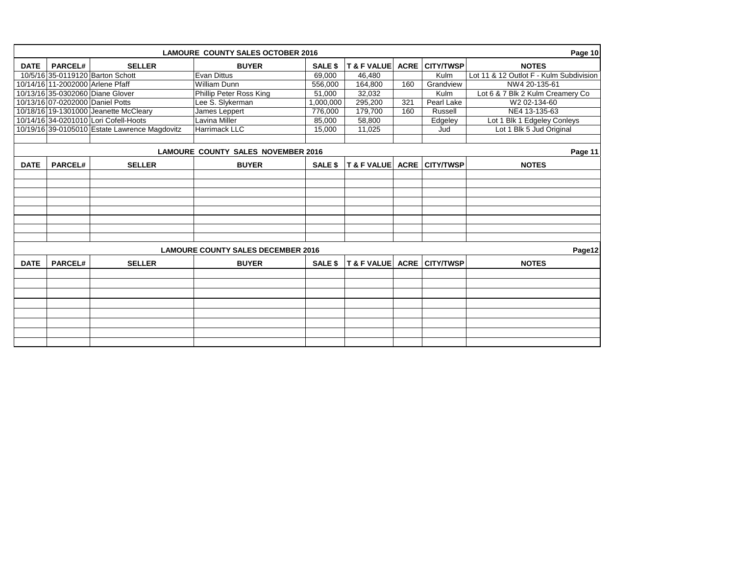## LAMOURE COUNTY SALES OCTOBER 2016

| DATE | PARCEL# | SELLER | BUYER | SALE $ | T & F VALUE | ACRE | CITY/TWSP | NOTES |
|---|---|---|---|---|---|---|---|---|
| 10/5/16 | 35-0119120 | Barton Schott | Evan Dittus | 69,000 | 46,480 | | Kulm | Lot 11 & 12 Outlot F - Kulm Subdivision |
| 10/14/16 | 11-2002000 | Arlene Pfaff | William Dunn | 556,000 | 164,800 | 160 | Grandview | NW4 20-135-61 |
| 10/13/16 | 35-0302060 | Diane Glover | Phillip Peter Ross King | 51,000 | 32,032 | | Kulm | Lot 6 & 7 Blk 2 Kulm Creamery Co |
| 10/13/16 | 07-0202000 | Daniel Potts | Lee S. Slykerman | 1,000,000 | 295,200 | 321 | Pearl Lake | W2 02-134-60 |
| 10/18/16 | 19-1301000 | Jeanette McCleary | James Leppert | 776,000 | 179,700 | 160 | Russell | NE4 13-135-63 |
| 10/14/16 | 34-0201010 | Lori Cofell-Hoots | Lavina Miller | 85,000 | 58,800 | | Edgeley | Lot 1 Blk 1 Edgeley Conleys |
| 10/19/16 | 39-0105010 | Estate Lawrence Magdovitz | Harrimack LLC | 15,000 | 11,025 | | Jud | Lot 1 Blk 5 Jud Original |

## LAMOURE COUNTY SALES NOVEMBER 2016

| DATE | PARCEL# | SELLER | BUYER | SALE $ | T & F VALUE | ACRE | CITY/TWSP | NOTES |
|---|---|---|---|---|---|---|---|---|

## LAMOURE COUNTY SALES DECEMBER 2016

| DATE | PARCEL# | SELLER | BUYER | SALE $ | T & F VALUE | ACRE | CITY/TWSP | NOTES |
|---|---|---|---|---|---|---|---|---|